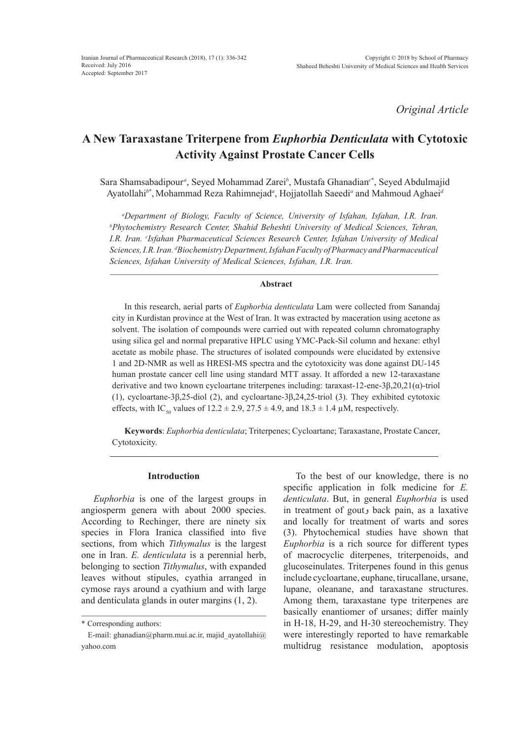*Original Article*

# A New Taraxastane Triterpene from *Euphorbia Denticulata* with Cytotoxic Activity Against Prostate Cancer Cells

Sara Shamsabadipour[a], Seyed Mohammad Zarei[b], Mustafa Ghanadian[c*], Seyed Abdulmajid Ayatollahi[b*], Mohammad Reza Rahimnejad[a], Hojjatollah Saeedi[a] and Mahmoud Aghaei[d]

*[a]Department of Biology, Faculty of Science, University of Isfahan, Isfahan, I.R. Iran. [b]Phytochemistry Research Center, Shahid Beheshti University of Medical Sciences, Tehran, I.R. Iran. [c]Isfahan Pharmaceutical Sciences Research Center, Isfahan University of Medical Sciences, I.R. Iran. [d]Biochemistry Department, Isfahan Faculty of Pharmacy and Pharmaceutical Sciences, Isfahan University of Medical Sciences, Isfahan, I.R. Iran.*

## Abstract

In this research, aerial parts of *Euphorbia denticulata* Lam were collected from Sanandaj city in Kurdistan province at the West of Iran. It was extracted by maceration using acetone as solvent. The isolation of compounds were carried out with repeated column chromatography using silica gel and normal preparative HPLC using YMC-Pack-Sil column and hexane: ethyl acetate as mobile phase. The structures of isolated compounds were elucidated by extensive 1 and 2D-NMR as well as HRESI-MS spectra and the cytotoxicity was done against DU-145 human prostate cancer cell line using standard MTT assay. It afforded a new 12-taraxastane derivative and two known cycloartane triterpenes including: taraxast-12-ene-3β,20,21(α)-triol (1), cycloartane-3β,25-diol (2), and cycloartane-3β,24,25-triol (3). They exhibited cytotoxic effects, with $IC_{50}$ values of 12.2 ± 2.9, 27.5 ± 4.9, and 18.3 ± 1.4 µM, respectively.

**Keywords**: *Euphorbia denticulata*; Triterpenes; Cycloartane; Taraxastane, Prostate Cancer, Cytotoxicity.

## Introduction

*Euphorbia* is one of the largest groups in angiosperm genera with about 2000 species. According to Rechinger, there are ninety six species in Flora Iranica classified into five sections, from which *Tithymalus* is the largest one in Iran. *E. denticulata* is a perennial herb, belonging to section *Tithymalus*, with expanded leaves without stipules, cyathia arranged in cymose rays around a cyathium and with large and denticulata glands in outer margins (1, 2).

To the best of our knowledge, there is no specific application in folk medicine for *E. denticulata*. But, in general *Euphorbia* is used in treatment of gout و back pain, as a laxative and locally for treatment of warts and sores (3). Phytochemical studies have shown that *Euphorbia* is a rich source for different types of macrocyclic diterpenes, triterpenoids, and glucoseinulates. Triterpenes found in this genus include cycloartane, euphane, tirucallane, ursane, lupane, oleanane, and taraxastane structures. Among them, taraxastane type triterpenes are basically enantiomer of ursanes; differ mainly in H-18, H-29, and H-30 stereochemistry. They were interestingly reported to have remarkable multidrug resistance modulation, apoptosis

\* Corresponding authors:

E-mail: ghanadian@pharm.mui.ac.ir, majid_ayatollahi@yahoo.com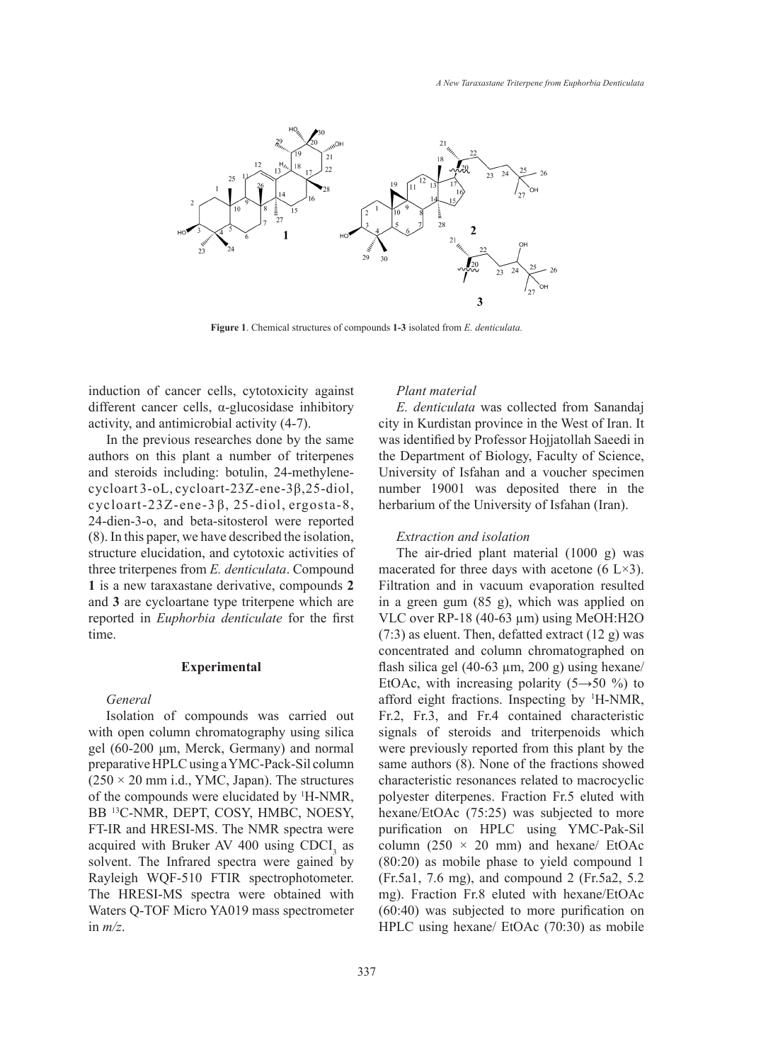**Figure 1**. Chemical structures of compounds **1-3** isolated from *E. denticulata.*

induction of cancer cells, cytotoxicity against different cancer cells, α-glucosidase inhibitory activity, and antimicrobial activity (4-7).

In the previous researches done by the same authors on this plant a number of triterpenes and steroids including: botulin, 24-methylene-cycloart 3-oL, cycloart-23Z-ene-3β,25-diol, cycloart-23Z-ene-3β, 25-diol, ergosta-8, 24-dien-3-o, and beta-sitosterol were reported (8). In this paper, we have described the isolation, structure elucidation, and cytotoxic activities of three triterpenes from *E. denticulata*. Compound **1** is a new taraxastane derivative, compounds **2** and **3** are cycloartane type triterpene which are reported in *Euphorbia denticulate* for the first time.

## Experimental

### *General*

Isolation of compounds was carried out with open column chromatography using silica gel (60-200 µm, Merck, Germany) and normal preparative HPLC using a YMC-Pack-Sil column (250 × 20 mm i.d., YMC, Japan). The structures of the compounds were elucidated by $^{1}$H-NMR, BB $^{13}$C-NMR, DEPT, COSY, HMBC, NOESY, FT-IR and HRESI-MS. The NMR spectra were acquired with Bruker AV 400 using $CDCl_3$ as solvent. The Infrared spectra were gained by Rayleigh WQF-510 FTIR spectrophotometer. The HRESI-MS spectra were obtained with Waters Q-TOF Micro YA019 mass spectrometer in *m/z*.

### *Plant material*

*E. denticulata* was collected from Sanandaj city in Kurdistan province in the West of Iran. It was identified by Professor Hojjatollah Saeedi in the Department of Biology, Faculty of Science, University of Isfahan and a voucher specimen number 19001 was deposited there in the herbarium of the University of Isfahan (Iran).

### *Extraction and isolation*

The air-dried plant material (1000 g) was macerated for three days with acetone (6 L×3). Filtration and in vacuum evaporation resulted in a green gum (85 g), which was applied on VLC over RP-18 (40-63 µm) using MeOH:H2O (7:3) as eluent. Then, defatted extract (12 g) was concentrated and column chromatographed on flash silica gel (40-63 µm, 200 g) using hexane/EtOAc, with increasing polarity (5→50 %) to afford eight fractions. Inspecting by $^{1}$H-NMR, Fr.2, Fr.3, and Fr.4 contained characteristic signals of steroids and triterpenoids which were previously reported from this plant by the same authors (8). None of the fractions showed characteristic resonances related to macrocyclic polyester diterpenes. Fraction Fr.5 eluted with hexane/EtOAc (75:25) was subjected to more purification on HPLC using YMC-Pak-Sil column (250 × 20 mm) and hexane/ EtOAc (80:20) as mobile phase to yield compound 1 (Fr.5a1, 7.6 mg), and compound 2 (Fr.5a2, 5.2 mg). Fraction Fr.8 eluted with hexane/EtOAc (60:40) was subjected to more purification on HPLC using hexane/ EtOAc (70:30) as mobile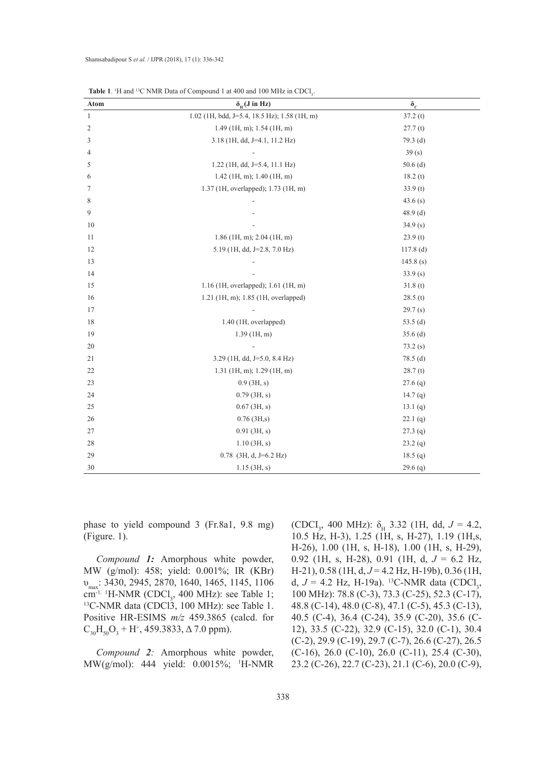**Table 1**. $^{1}H$ and $^{13}C$ NMR Data of Compound 1 at 400 and 100 MHz in $CDCl_3$.

| Atom | $\delta_H$ (J in Hz) | $\delta_C$ |
|---|---|---|
| 1 | 1.02 (1H, bdd, J=5.4, 18.5 Hz); 1.58 (1H, m) | 37.2 (t) |
| 2 | 1.49 (1H, m); 1.54 (1H, m) | 27.7 (t) |
| 3 | 3.18 (1H, dd, J=4.1, 11.2 Hz) | 79.3 (d) |
| 4 | - | 39 (s) |
| 5 | 1.22 (1H, dd, J=5.4, 11.1 Hz) | 50.6 (d) |
| 6 | 1.42 (1H, m); 1.40 (1H, m) | 18.2 (t) |
| 7 | 1.37 (1H, overlapped); 1.73 (1H, m) | 33.9 (t) |
| 8 | - | 43.6 (s) |
| 9 | - | 48.9 (d) |
| 10 | - | 34.9 (s) |
| 11 | 1.86 (1H, m); 2.04 (1H, m) | 23.9 (t) |
| 12 | 5.19 (1H, dd, J=2.8, 7.0 Hz) | 117.8 (d) |
| 13 | - | 145.8 (s) |
| 14 | - | 33.9 (s) |
| 15 | 1.16 (1H, overlapped); 1.61 (1H, m) | 31.8 (t) |
| 16 | 1.21 (1H, m); 1.85 (1H, overlapped) | 28.5 (t) |
| 17 | - | 29.7 (s) |
| 18 | 1.40 (1H, overlapped) | 53.5 (d) |
| 19 | 1.39 (1H, m) | 35.6 (d) |
| 20 | - | 73.2 (s) |
| 21 | 3.29 (1H, dd, J=5.0, 8.4 Hz) | 78.5 (d) |
| 22 | 1.31 (1H, m); 1.29 (1H, m) | 28.7 (t) |
| 23 | 0.9 (3H, s) | 27.6 (q) |
| 24 | 0.79 (3H, s) | 14.7 (q) |
| 25 | 0.67 (3H, s) | 13.1 (q) |
| 26 | 0.76 (3H,s) | 22.1 (q) |
| 27 | 0.91 (3H, s) | 27.3 (q) |
| 28 | 1.10 (3H, s) | 23.2 (q) |
| 29 | 0.78 (3H, d, J=6.2 Hz) | 18.5 (q) |
| 30 | 1.15 (3H, s) | 29.6 (q) |

phase to yield compound 3 (Fr.8a1, 9.8 mg) (Figure. 1).

*Compound **1**:* Amorphous white powder, MW (g/mol): 458; yield: 0.001%; IR (KBr) $\upsilon_{max}$: 3430, 2945, 2870, 1640, 1465, 1145, 1106 $cm^{-1}$. $^{1}H$-NMR ($CDCl_3$, 400 MHz): see Table 1; $^{13}C$-NMR data (CDCl3, 100 MHz): see Table 1. Positive HR-ESIMS *m/z* 459.3865 (calcd. for $C_{30}H_{50}O_3 + H^+$, 459.3833, Δ 7.0 ppm).

*Compound **2**:* Amorphous white powder, MW(g/mol): 444 yield: 0.0015%; $^{1}H$-NMR ($CDCl_3$, 400 MHz): $\delta_H$ 3.32 (1H, dd, $J$ = 4.2, 10.5 Hz, H-3), 1.25 (1H, s, H-27), 1.19 (1H,s, H-26), 1.00 (1H, s, H-18), 1.00 (1H, s, H-29), 0.92 (1H, s, H-28), 0.91 (1H, d, $J$ = 6.2 Hz, H-21), 0.58 (1H, d, $J$ = 4.2 Hz, H-19b), 0.36 (1H, d, $J$ = 4.2 Hz, H-19a). $^{13}C$-NMR data ($CDCl_3$, 100 MHz): 78.8 (C-3), 73.3 (C-25), 52.3 (C-17), 48.8 (C-14), 48.0 (C-8), 47.1 (C-5), 45.3 (C-13), 40.5 (C-4), 36.4 (C-24), 35.9 (C-20), 35.6 (C-12), 33.5 (C-22), 32.9 (C-15), 32.0 (C-1), 30.4 (C-2), 29.9 (C-19), 29.7 (C-7), 26.6 (C-27), 26.5 (C-16), 26.0 (C-10), 26.0 (C-11), 25.4 (C-30), 23.2 (C-26), 22.7 (C-23), 21.1 (C-6), 20.0 (C-9),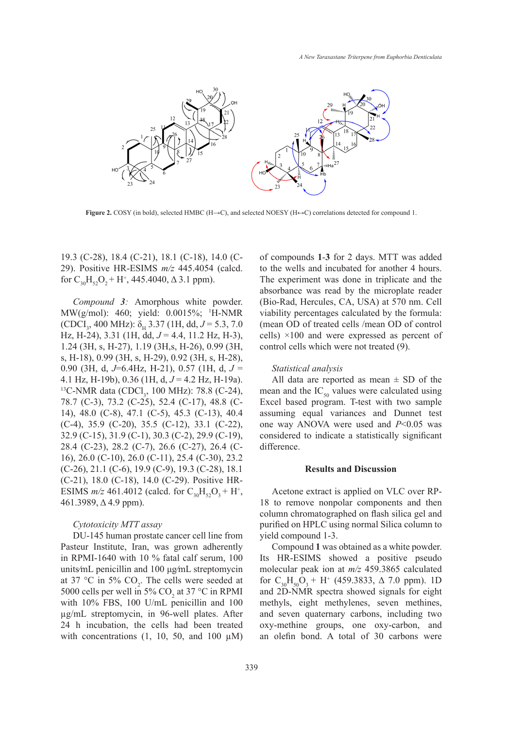**Figure 2.** COSY (in bold), selected HMBC (H→C), and selected NOESY (H↔C) correlations detected for compound 1.

19.3 (C-28), 18.4 (C-21), 18.1 (C-18), 14.0 (C-29). Positive HR-ESIMS *m/z* 445.4054 (calcd. for $C_{30}H_{52}O_2 + H^+$, 445.4040, Δ 3.1 ppm).

*Compound 3:* Amorphous white powder. MW(g/mol): 460; yield: 0.0015%; [1]H-NMR ($CDCl_3$, 400 MHz): $\delta_H$ 3.37 (1H, dd, *J* = 5.3, 7.0 Hz, H-24), 3.31 (1H, dd, *J* = 4.4, 11.2 Hz, H-3), 1.24 (3H, s, H-27), 1.19 (3H,s, H-26), 0.99 (3H, s, H-18), 0.99 (3H, s, H-29), 0.92 (3H, s, H-28), 0.90 (3H, d, *J*=6.4Hz, H-21), 0.57 (1H, d, *J* = 4.1 Hz, H-19b), 0.36 (1H, d, *J* = 4.2 Hz, H-19a). [13]C-NMR data ($CDCl_3$, 100 MHz): 78.8 (C-24), 78.7 (C-3), 73.2 (C-25), 52.4 (C-17), 48.8 (C-14), 48.0 (C-8), 47.1 (C-5), 45.3 (C-13), 40.4 (C-4), 35.9 (C-20), 35.5 (C-12), 33.1 (C-22), 32.9 (C-15), 31.9 (C-1), 30.3 (C-2), 29.9 (C-19), 28.4 (C-23), 28.2 (C-7), 26.6 (C-27), 26.4 (C-16), 26.0 (C-10), 26.0 (C-11), 25.4 (C-30), 23.2 (C-26), 21.1 (C-6), 19.9 (C-9), 19.3 (C-28), 18.1 (C-21), 18.0 (C-18), 14.0 (C-29). Positive HR-ESIMS *m/z* 461.4012 (calcd. for $C_{30}H_{52}O_3 + H^+$, 461.3989, Δ 4.9 ppm).

*Cytotoxicity MTT assay*

DU-145 human prostate cancer cell line from Pasteur Institute, Iran, was grown adherently in RPMI-1640 with 10 % fatal calf serum, 100 units⁄mL penicillin and 100 µg⁄mL streptomycin at 37 °C in 5% $CO_2$. The cells were seeded at 5000 cells per well in 5% $CO_2$ at 37 °C in RPMI with 10% FBS, 100 U/mL penicillin and 100 µg/mL streptomycin, in 96-well plates. After 24 h incubation, the cells had been treated with concentrations (1, 10, 50, and 100 µM) of compounds **1**-**3** for 2 days. MTT was added to the wells and incubated for another 4 hours. The experiment was done in triplicate and the absorbance was read by the microplate reader (Bio-Rad, Hercules, CA, USA) at 570 nm. Cell viability percentages calculated by the formula: (mean OD of treated cells /mean OD of control cells) ×100 and were expressed as percent of control cells which were not treated (9).

*Statistical analysis*

All data are reported as mean ± SD of the mean and the $IC_{50}$ values were calculated using Excel based program. T-test with two sample assuming equal variances and Dunnet test one way ANOVA were used and *P*<0.05 was considered to indicate a statistically significant difference.

## Results and Discussion

Acetone extract is applied on VLC over RP-18 to remove nonpolar components and then column chromatographed on flash silica gel and purified on HPLC using normal Silica column to yield compound 1-3.

Compound **1** was obtained as a white powder. Its HR-ESIMS showed a positive pseudo molecular peak ion at *m/z* 459.3865 calculated for $C_{30}H_{50}O_3 + H^+$ (459.3833, Δ 7.0 ppm). 1D and 2D-NMR spectra showed signals for eight methyls, eight methylenes, seven methines, and seven quaternary carbons, including two oxy-methine groups, one oxy-carbon, and an olefin bond. A total of 30 carbons were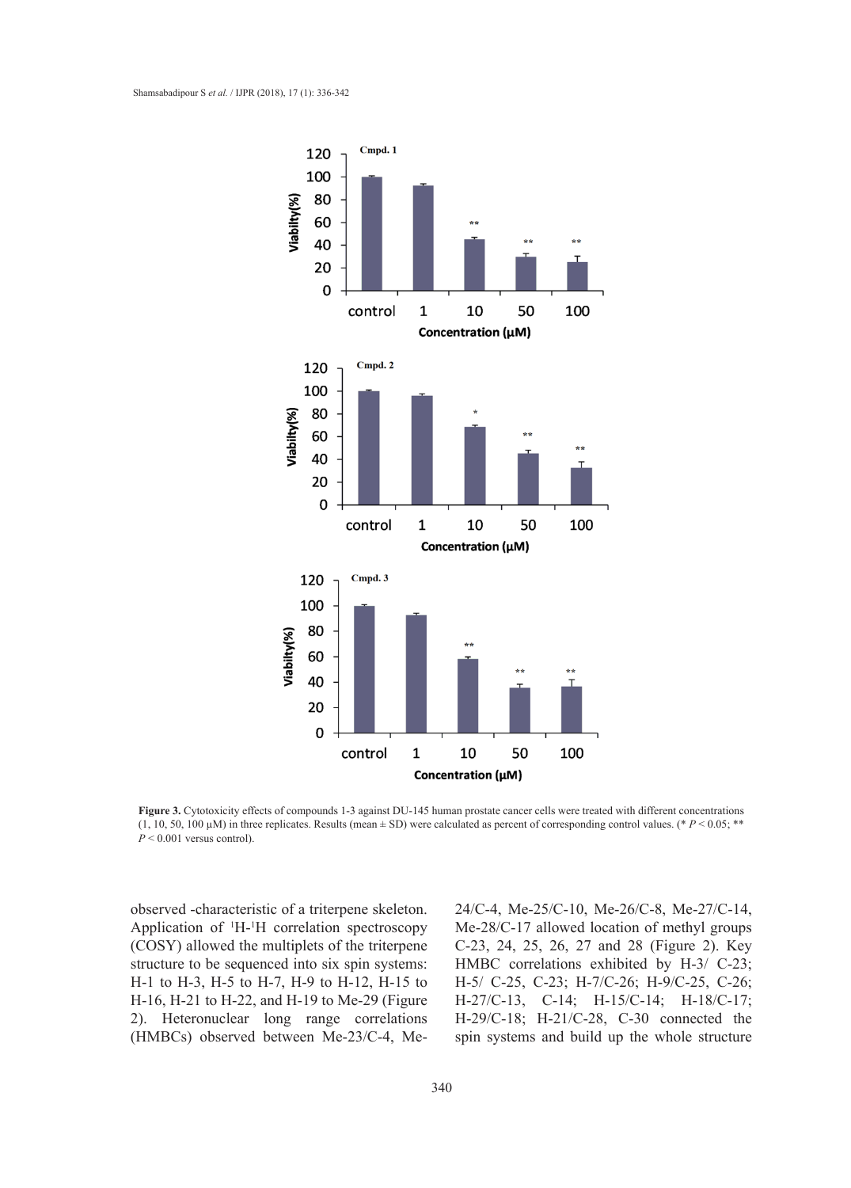**Figure 3.** Cytotoxicity effects of compounds 1-3 against DU-145 human prostate cancer cells were treated with different concentrations (1, 10, 50, 100 μM) in three replicates. Results (mean ± SD) were calculated as percent of corresponding control values. (* $P < 0.05$; ** $P < 0.001$ versus control).

observed -characteristic of a triterpene skeleton. Application of $^{1}H$-$^{1}H$ correlation spectroscopy (COSY) allowed the multiplets of the triterpene structure to be sequenced into six spin systems: H-1 to H-3, H-5 to H-7, H-9 to H-12, H-15 to H-16, H-21 to H-22, and H-19 to Me-29 (Figure 2). Heteronuclear long range correlations (HMBCs) observed between Me-23/C-4, Me-24/C-4, Me-25/C-10, Me-26/C-8, Me-27/C-14, Me-28/C-17 allowed location of methyl groups C-23, 24, 25, 26, 27 and 28 (Figure 2). Key HMBC correlations exhibited by H-3/ C-23; H-5/ C-25, C-23; H-7/C-26; H-9/C-25, C-26; H-27/C-13, C-14; H-15/C-14; H-18/C-17; H-29/C-18; H-21/C-28, C-30 connected the spin systems and build up the whole structure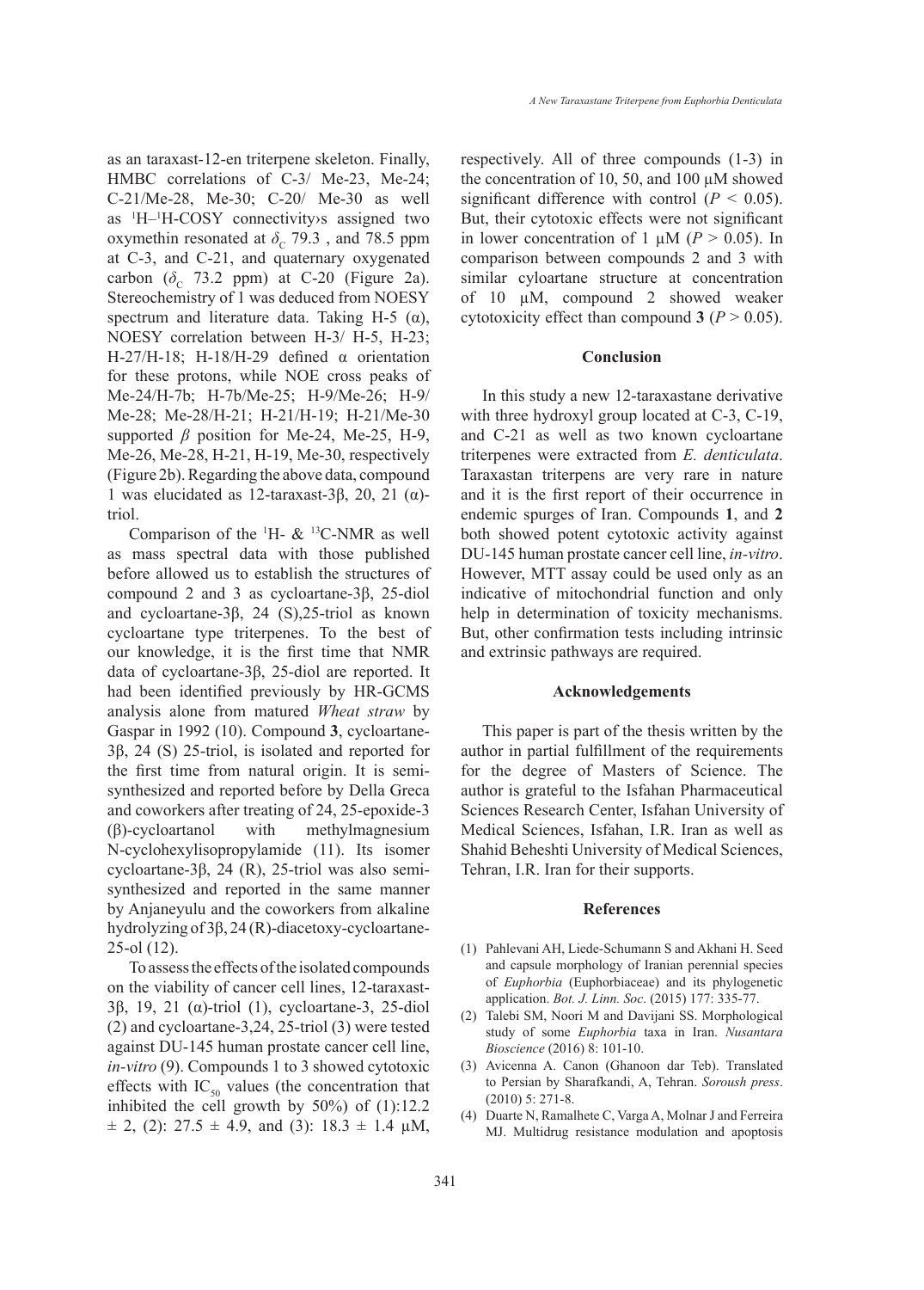as an taraxast-12-en triterpene skeleton. Finally, HMBC correlations of C-3/ Me-23, Me-24; C-21/Me-28, Me-30; C-20/ Me-30 as well as $^1$H–$^1$H-COSY connectivity›s assigned two oxymethin resonated at $\delta_C$ 79.3 , and 78.5 ppm at C-3, and C-21, and quaternary oxygenated carbon ($\delta_C$ 73.2 ppm) at C-20 (Figure 2a). Stereochemistry of 1 was deduced from NOESY spectrum and literature data. Taking H-5 (α), NOESY correlation between H-3/ H-5, H-23; H-27/H-18; H-18/H-29 defined α orientation for these protons, while NOE cross peaks of Me-24/H-7b; H-7b/Me-25; H-9/Me-26; H-9/ Me-28; Me-28/H-21; H-21/H-19; H-21/Me-30 supported *β* position for Me-24, Me-25, H-9, Me-26, Me-28, H-21, H-19, Me-30, respectively (Figure 2b). Regarding the above data, compound 1 was elucidated as 12-taraxast-3β, 20, 21 (α)-triol.

Comparison of the $^1$H- & $^{13}$C-NMR as well as mass spectral data with those published before allowed us to establish the structures of compound 2 and 3 as cycloartane-3β, 25-diol and cycloartane-3β, 24 (S),25-triol as known cycloartane type triterpenes. To the best of our knowledge, it is the first time that NMR data of cycloartane-3β, 25-diol are reported. It had been identified previously by HR-GCMS analysis alone from matured *Wheat straw* by Gaspar in 1992 (10). Compound **3**, cycloartane-3β, 24 (S) 25-triol, is isolated and reported for the first time from natural origin. It is semi-synthesized and reported before by Della Greca and coworkers after treating of 24, 25-epoxide-3 (β)-cycloartanol with methylmagnesium N-cyclohexylisopropylamide (11). Its isomer cycloartane-3β, 24 (R), 25-triol was also semi-synthesized and reported in the same manner by Anjaneyulu and the coworkers from alkaline hydrolyzing of 3β, 24 (R)-diacetoxy-cycloartane-25-ol (12).

To assess the effects of the isolated compounds on the viability of cancer cell lines, 12-taraxast-3β, 19, 21 (α)-triol (1), cycloartane-3, 25-diol (2) and cycloartane-3,24, 25-triol (3) were tested against DU-145 human prostate cancer cell line, *in-vitro* (9). Compounds 1 to 3 showed cytotoxic effects with $IC_{50}$ values (the concentration that inhibited the cell growth by 50%) of (1):12.2 ± 2, (2): 27.5 ± 4.9, and (3): 18.3 ± 1.4 μM, respectively. All of three compounds (1-3) in the concentration of 10, 50, and 100 μM showed significant difference with control ($P < 0.05$). But, their cytotoxic effects were not significant in lower concentration of 1 μM ($P > 0.05$). In comparison between compounds 2 and 3 with similar cyloartane structure at concentration of 10 μM, compound 2 showed weaker cytotoxicity effect than compound **3** ($P > 0.05$).

## Conclusion

In this study a new 12-taraxastane derivative with three hydroxyl group located at C-3, C-19, and C-21 as well as two known cycloartane triterpenes were extracted from *E. denticulata*. Taraxastan triterpens are very rare in nature and it is the first report of their occurrence in endemic spurges of Iran. Compounds **1**, and **2** both showed potent cytotoxic activity against DU-145 human prostate cancer cell line, *in-vitro*. However, MTT assay could be used only as an indicative of mitochondrial function and only help in determination of toxicity mechanisms. But, other confirmation tests including intrinsic and extrinsic pathways are required.

## Acknowledgements

This paper is part of the thesis written by the author in partial fulfillment of the requirements for the degree of Masters of Science. The author is grateful to the Isfahan Pharmaceutical Sciences Research Center, Isfahan University of Medical Sciences, Isfahan, I.R. Iran as well as Shahid Beheshti University of Medical Sciences, Tehran, I.R. Iran for their supports.

## References

(1) Pahlevani AH, Liede-Schumann S and Akhani H. Seed and capsule morphology of Iranian perennial species of *Euphorbia* (Euphorbiaceae) and its phylogenetic application. *Bot. J. Linn. Soc*. (2015) 177: 335-77.

(2) Talebi SM, Noori M and Davijani SS. Morphological study of some *Euphorbia* taxa in Iran. *Nusantara Bioscience* (2016) 8: 101-10.

(3) Avicenna A. Canon (Ghanoon dar Teb). Translated to Persian by Sharafkandi, A, Tehran. *Soroush press*. (2010) 5: 271-8.

(4) Duarte N, Ramalhete C, Varga A, Molnar J and Ferreira MJ. Multidrug resistance modulation and apoptosis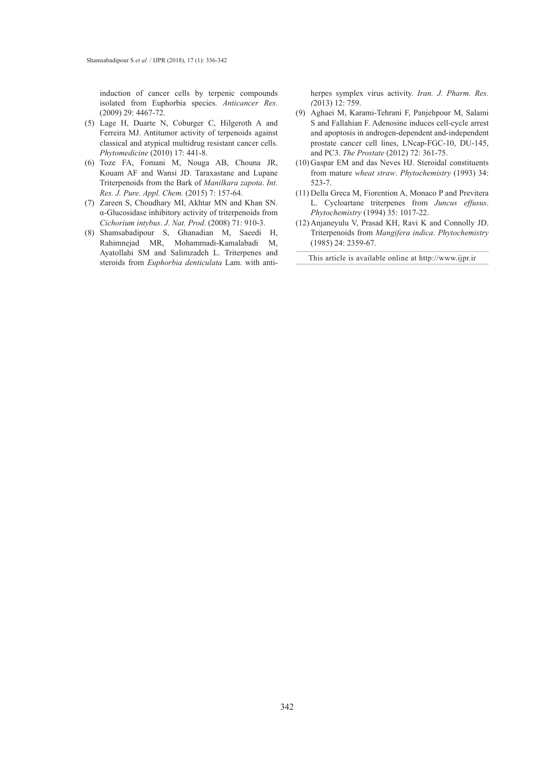induction of cancer cells by terpenic compounds isolated from Euphorbia species. *Anticancer Res*. (2009) 29: 4467-72.

(5) Lage H, Duarte N, Coburger C, Hilgeroth A and Ferreira MJ. Antitumor activity of terpenoids against classical and atypical multidrug resistant cancer cells. *Phytomedicine* (2010) 17: 441-8.

(6) Toze FA, Fomani M, Nouga AB, Chouna JR, Kouam AF and Wansi JD. Taraxastane and Lupane Triterpenoids from the Bark of *Manilkara zapota*. *Int. Res. J. Pure. Appl. Chem.* (2015) 7: 157-64.

(7) Zareen S, Choudhary MI, Akhtar MN and Khan SN. α-Glucosidase inhibitory activity of triterpenoids from *Cichorium intybus*. *J. Nat. Prod*. (2008) 71: 910-3.

(8) Shamsabadipour S, Ghanadian M, Saeedi H, Rahimnejad MR, Mohammadi-Kamalabadi M, Ayatollahi SM and Salimzadeh L. Triterpenes and steroids from *Euphorbia denticulata* Lam. with anti-herpes symplex virus activity. *Iran. J. Pharm. Res. (*2013) 12: 759.

(9) Aghaei M, Karami-Tehrani F, Panjehpour M, Salami S and Fallahian F. Adenosine induces cell-cycle arrest and apoptosis in androgen-dependent and-independent prostate cancer cell lines, LNcap-FGC-10, DU-145, and PC3. *The Prostate* (2012) 72: 361-75.

(10) Gaspar EM and das Neves HJ. Steroidal constituents from mature *wheat straw*. *Phytochemistry* (1993) 34: 523-7.

(11) Della Greca M, Fiorention A, Monaco P and Previtera L. Cycloartane triterpenes from *Juncus effusus*. *Phytochemistry* (1994) 35: 1017-22.

(12) Anjaneyulu V, Prasad KH, Ravi K and Connolly JD. Triterpenoids from *Mangifera indica*. *Phytochemistry* (1985) 24: 2359-67.

This article is available online at http://www.ijpr.ir